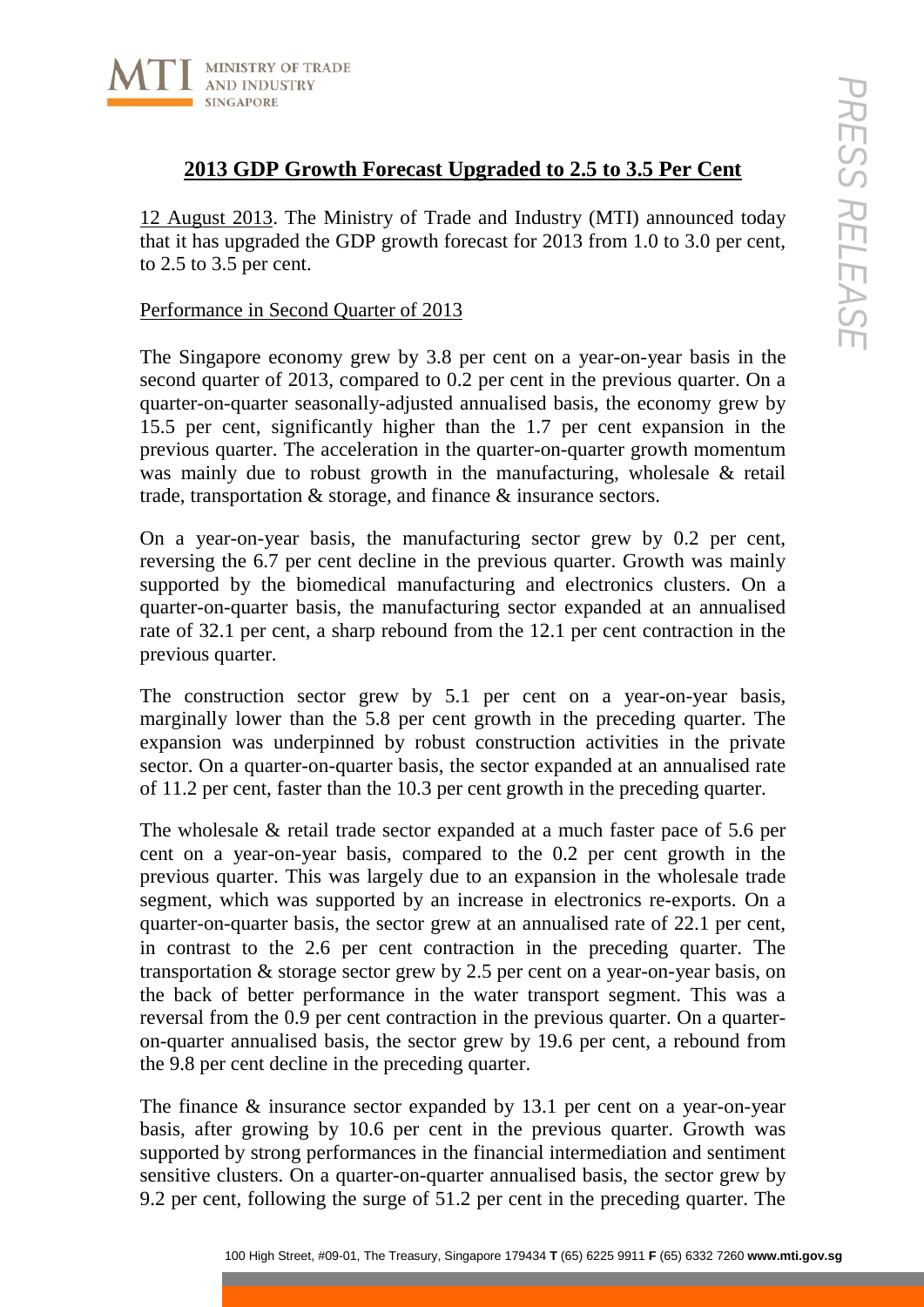# **2013 GDP Growth Forecast Upgraded to 2.5 to 3.5 Per Cent**

12 August 2013. The Ministry of Trade and Industry (MTI) announced today that it has upgraded the GDP growth forecast for 2013 from 1.0 to 3.0 per cent, to 2.5 to 3.5 per cent.

## Performance in Second Quarter of 2013

The Singapore economy grew by 3.8 per cent on a year-on-year basis in the second quarter of 2013, compared to 0.2 per cent in the previous quarter. On a quarter-on-quarter seasonally-adjusted annualised basis, the economy grew by 15.5 per cent, significantly higher than the 1.7 per cent expansion in the previous quarter. The acceleration in the quarter-on-quarter growth momentum was mainly due to robust growth in the manufacturing, wholesale & retail trade, transportation & storage, and finance & insurance sectors.

On a year-on-year basis, the manufacturing sector grew by 0.2 per cent, reversing the 6.7 per cent decline in the previous quarter. Growth was mainly supported by the biomedical manufacturing and electronics clusters. On a quarter-on-quarter basis, the manufacturing sector expanded at an annualised rate of 32.1 per cent, a sharp rebound from the 12.1 per cent contraction in the previous quarter.

The construction sector grew by 5.1 per cent on a year-on-year basis, marginally lower than the 5.8 per cent growth in the preceding quarter. The expansion was underpinned by robust construction activities in the private sector. On a quarter-on-quarter basis, the sector expanded at an annualised rate of 11.2 per cent, faster than the 10.3 per cent growth in the preceding quarter.

The wholesale & retail trade sector expanded at a much faster pace of 5.6 per cent on a year-on-year basis, compared to the 0.2 per cent growth in the previous quarter. This was largely due to an expansion in the wholesale trade segment, which was supported by an increase in electronics re-exports. On a quarter-on-quarter basis, the sector grew at an annualised rate of 22.1 per cent, in contrast to the 2.6 per cent contraction in the preceding quarter. The transportation & storage sector grew by 2.5 per cent on a year-on-year basis, on the back of better performance in the water transport segment. This was a reversal from the 0.9 per cent contraction in the previous quarter. On a quarter-on-quarter annualised basis, the sector grew by 19.6 per cent, a rebound from the 9.8 per cent decline in the preceding quarter.

The finance & insurance sector expanded by 13.1 per cent on a year-on-year basis, after growing by 10.6 per cent in the previous quarter. Growth was supported by strong performances in the financial intermediation and sentiment sensitive clusters. On a quarter-on-quarter annualised basis, the sector grew by 9.2 per cent, following the surge of 51.2 per cent in the preceding quarter. The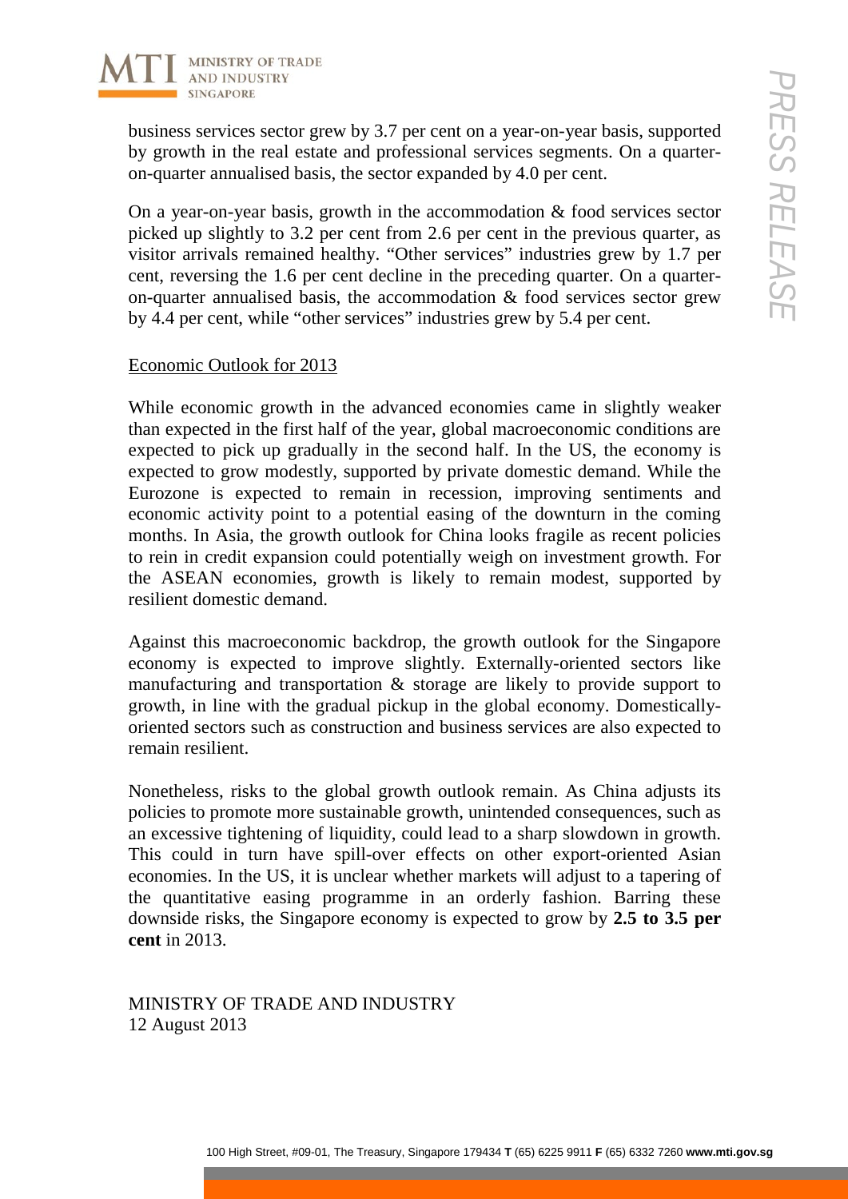business services sector grew by 3.7 per cent on a year-on-year basis, supported by growth in the real estate and professional services segments. On a quarter-on-quarter annualised basis, the sector expanded by 4.0 per cent.

On a year-on-year basis, growth in the accommodation & food services sector picked up slightly to 3.2 per cent from 2.6 per cent in the previous quarter, as visitor arrivals remained healthy. "Other services" industries grew by 1.7 per cent, reversing the 1.6 per cent decline in the preceding quarter. On a quarter-on-quarter annualised basis, the accommodation & food services sector grew by 4.4 per cent, while "other services" industries grew by 5.4 per cent.

## Economic Outlook for 2013

While economic growth in the advanced economies came in slightly weaker than expected in the first half of the year, global macroeconomic conditions are expected to pick up gradually in the second half. In the US, the economy is expected to grow modestly, supported by private domestic demand. While the Eurozone is expected to remain in recession, improving sentiments and economic activity point to a potential easing of the downturn in the coming months. In Asia, the growth outlook for China looks fragile as recent policies to rein in credit expansion could potentially weigh on investment growth. For the ASEAN economies, growth is likely to remain modest, supported by resilient domestic demand.

Against this macroeconomic backdrop, the growth outlook for the Singapore economy is expected to improve slightly. Externally-oriented sectors like manufacturing and transportation & storage are likely to provide support to growth, in line with the gradual pickup in the global economy. Domestically-oriented sectors such as construction and business services are also expected to remain resilient.

Nonetheless, risks to the global growth outlook remain. As China adjusts its policies to promote more sustainable growth, unintended consequences, such as an excessive tightening of liquidity, could lead to a sharp slowdown in growth. This could in turn have spill-over effects on other export-oriented Asian economies. In the US, it is unclear whether markets will adjust to a tapering of the quantitative easing programme in an orderly fashion. Barring these downside risks, the Singapore economy is expected to grow by **2.5 to 3.5 per cent** in 2013.

MINISTRY OF TRADE AND INDUSTRY
12 August 2013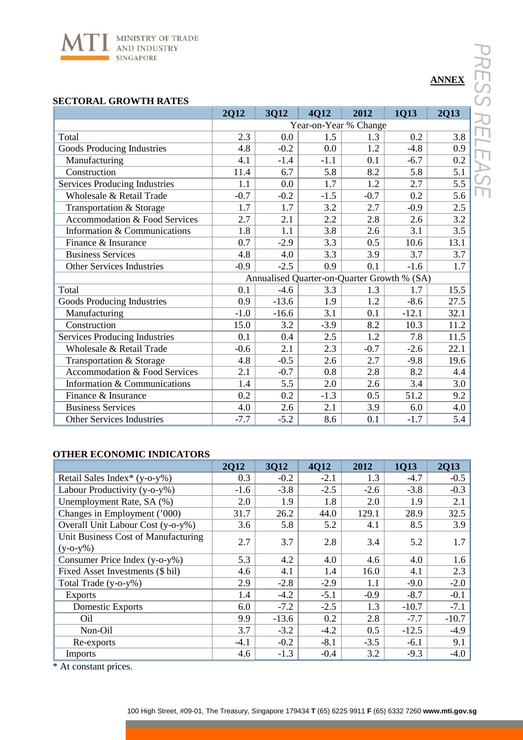## ANNEX

### SECTORAL GROWTH RATES

| | 2Q12 | 3Q12 | 4Q12 | 2012 | 1Q13 | 2Q13 |
|---|---|---|---|---|---|---|
| | Year-on-Year % Change | | | | | |
| Total | 2.3 | 0.0 | 1.5 | 1.3 | 0.2 | 3.8 |
| Goods Producing Industries | 4.8 | -0.2 | 0.0 | 1.2 | -4.8 | 0.9 |
| Manufacturing | 4.1 | -1.4 | -1.1 | 0.1 | -6.7 | 0.2 |
| Construction | 11.4 | 6.7 | 5.8 | 8.2 | 5.8 | 5.1 |
| Services Producing Industries | 1.1 | 0.0 | 1.7 | 1.2 | 2.7 | 5.5 |
| Wholesale & Retail Trade | -0.7 | -0.2 | -1.5 | -0.7 | 0.2 | 5.6 |
| Transportation & Storage | 1.7 | 1.7 | 3.2 | 2.7 | -0.9 | 2.5 |
| Accommodation & Food Services | 2.7 | 2.1 | 2.2 | 2.8 | 2.6 | 3.2 |
| Information & Communications | 1.8 | 1.1 | 3.8 | 2.6 | 3.1 | 3.5 |
| Finance & Insurance | 0.7 | -2.9 | 3.3 | 0.5 | 10.6 | 13.1 |
| Business Services | 4.8 | 4.0 | 3.3 | 3.9 | 3.7 | 3.7 |
| Other Services Industries | -0.9 | -2.5 | 0.9 | 0.1 | -1.6 | 1.7 |
| | Annualised Quarter-on-Quarter Growth % (SA) | | | | | |
| Total | 0.1 | -4.6 | 3.3 | 1.3 | 1.7 | 15.5 |
| Goods Producing Industries | 0.9 | -13.6 | 1.9 | 1.2 | -8.6 | 27.5 |
| Manufacturing | -1.0 | -16.6 | 3.1 | 0.1 | -12.1 | 32.1 |
| Construction | 15.0 | 3.2 | -3.9 | 8.2 | 10.3 | 11.2 |
| Services Producing Industries | 0.1 | 0.4 | 2.5 | 1.2 | 7.8 | 11.5 |
| Wholesale & Retail Trade | -0.6 | 2.1 | 2.3 | -0.7 | -2.6 | 22.1 |
| Transportation & Storage | 4.8 | -0.5 | 2.6 | 2.7 | -9.8 | 19.6 |
| Accommodation & Food Services | 2.1 | -0.7 | 0.8 | 2.8 | 8.2 | 4.4 |
| Information & Communications | 1.4 | 5.5 | 2.0 | 2.6 | 3.4 | 3.0 |
| Finance & Insurance | 0.2 | 0.2 | -1.3 | 0.5 | 51.2 | 9.2 |
| Business Services | 4.0 | 2.6 | 2.1 | 3.9 | 6.0 | 4.0 |
| Other Services Industries | -7.7 | -5.2 | 8.6 | 0.1 | -1.7 | 5.4 |

### OTHER ECONOMIC INDICATORS

| | 2Q12 | 3Q12 | 4Q12 | 2012 | 1Q13 | 2Q13 |
|---|---|---|---|---|---|---|
| Retail Sales Index* (y-o-y%) | 0.3 | -0.2 | -2.1 | 1.3 | -4.7 | -0.5 |
| Labour Productivity (y-o-y%) | -1.6 | -3.8 | -2.5 | -2.6 | -3.8 | -0.3 |
| Unemployment Rate, SA (%) | 2.0 | 1.9 | 1.8 | 2.0 | 1.9 | 2.1 |
| Changes in Employment ('000) | 31.7 | 26.2 | 44.0 | 129.1 | 28.9 | 32.5 |
| Overall Unit Labour Cost (y-o-y%) | 3.6 | 5.8 | 5.2 | 4.1 | 8.5 | 3.9 |
| Unit Business Cost of Manufacturing (y-o-y%) | 2.7 | 3.7 | 2.8 | 3.4 | 5.2 | 1.7 |
| Consumer Price Index (y-o-y%) | 5.3 | 4.2 | 4.0 | 4.6 | 4.0 | 1.6 |
| Fixed Asset Investments ($ bil) | 4.6 | 4.1 | 1.4 | 16.0 | 4.1 | 2.3 |
| Total Trade (y-o-y%) | 2.9 | -2.8 | -2.9 | 1.1 | -9.0 | -2.0 |
| Exports | 1.4 | -4.2 | -5.1 | -0.9 | -8.7 | -0.1 |
| Domestic Exports | 6.0 | -7.2 | -2.5 | 1.3 | -10.7 | -7.1 |
| Oil | 9.9 | -13.6 | 0.2 | 2.8 | -7.7 | -10.7 |
| Non-Oil | 3.7 | -3.2 | -4.2 | 0.5 | -12.5 | -4.9 |
| Re-exports | -4.1 | -0.2 | -8.1 | -3.5 | -6.1 | 9.1 |
| Imports | 4.6 | -1.3 | -0.4 | 3.2 | -9.3 | -4.0 |

* At constant prices.